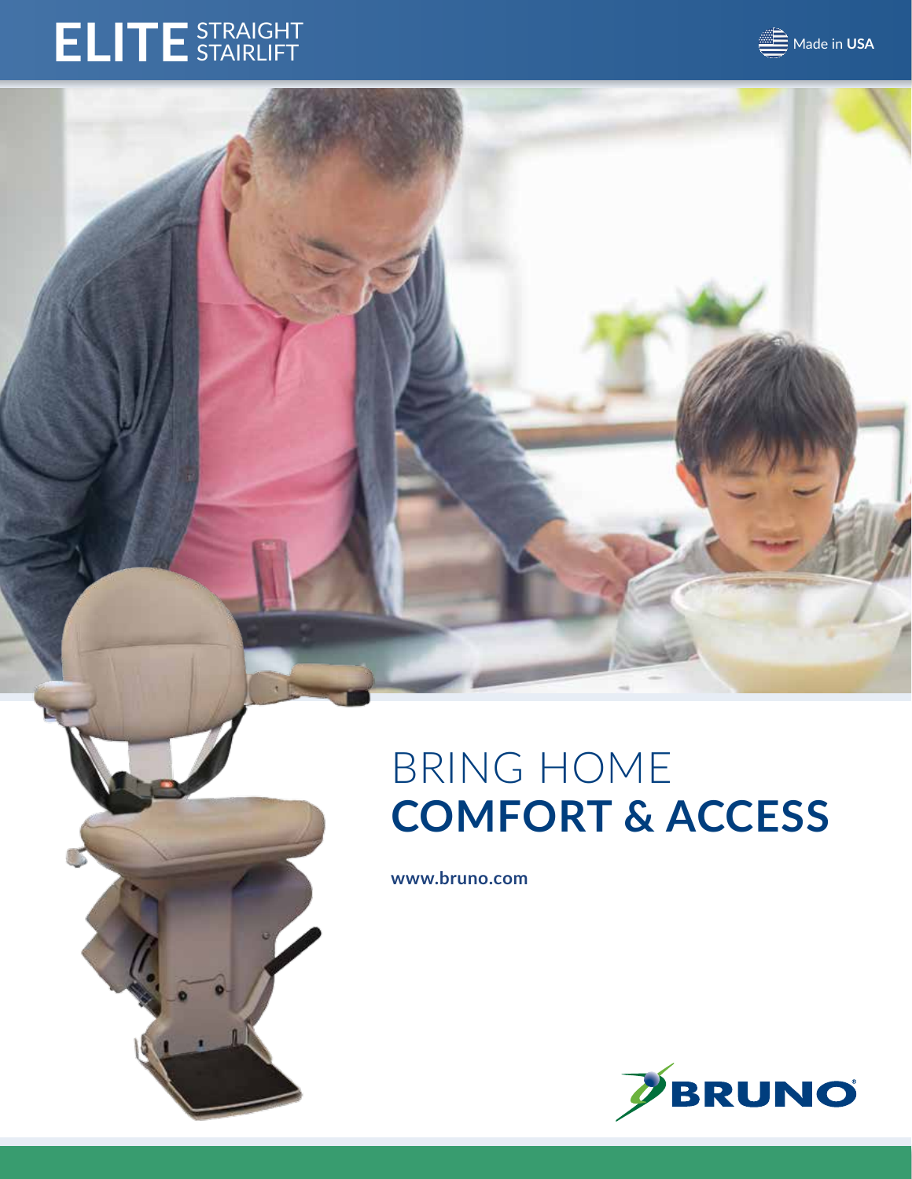# ELITE STRAIGHT STAIRLIFT

Made in **USA**

BRING HOME

## COMFORT & ACCESS

**www.bruno.com**

BRUNO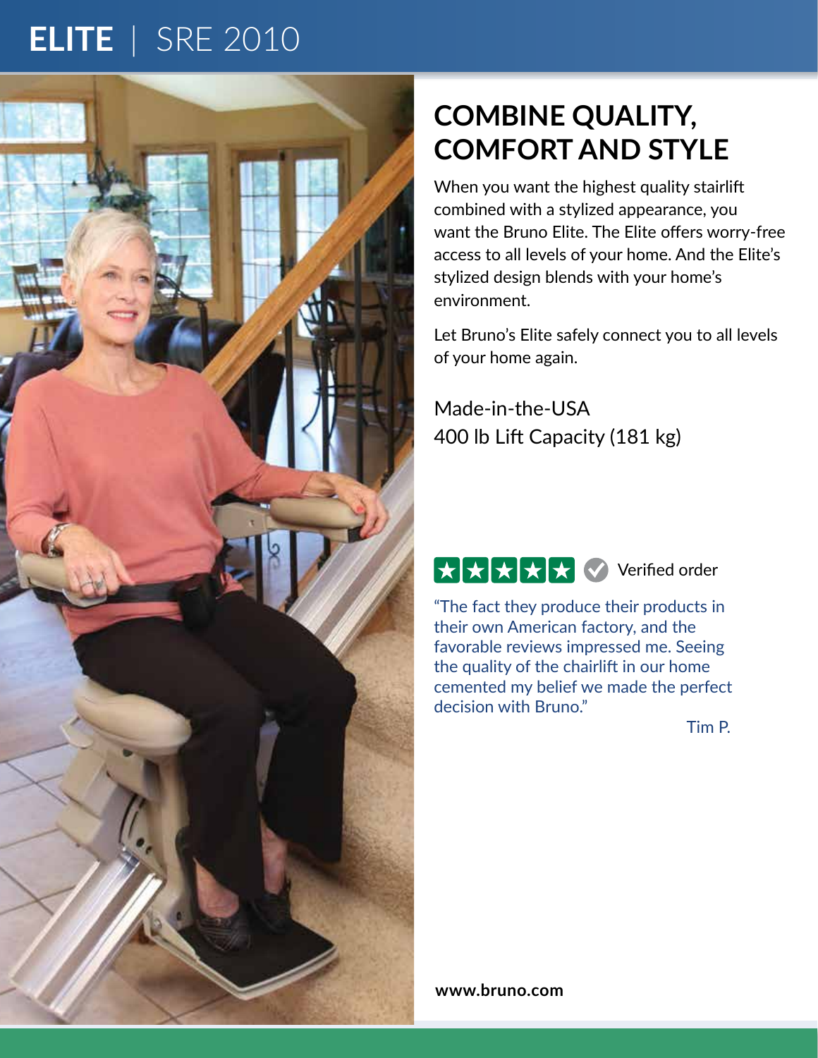# ELITE | SRE 2010

## COMBINE QUALITY, COMFORT AND STYLE

When you want the highest quality stairlift combined with a stylized appearance, you want the Bruno Elite. The Elite offers worry-free access to all levels of your home. And the Elite's stylized design blends with your home's environment.

Let Bruno's Elite safely connect you to all levels of your home again.

Made-in-the-USA
400 lb Lift Capacity (181 kg)

★★★★★ Verified order

"The fact they produce their products in their own American factory, and the favorable reviews impressed me. Seeing the quality of the chairlift in our home cemented my belief we made the perfect decision with Bruno."

Tim P.

**www.bruno.com**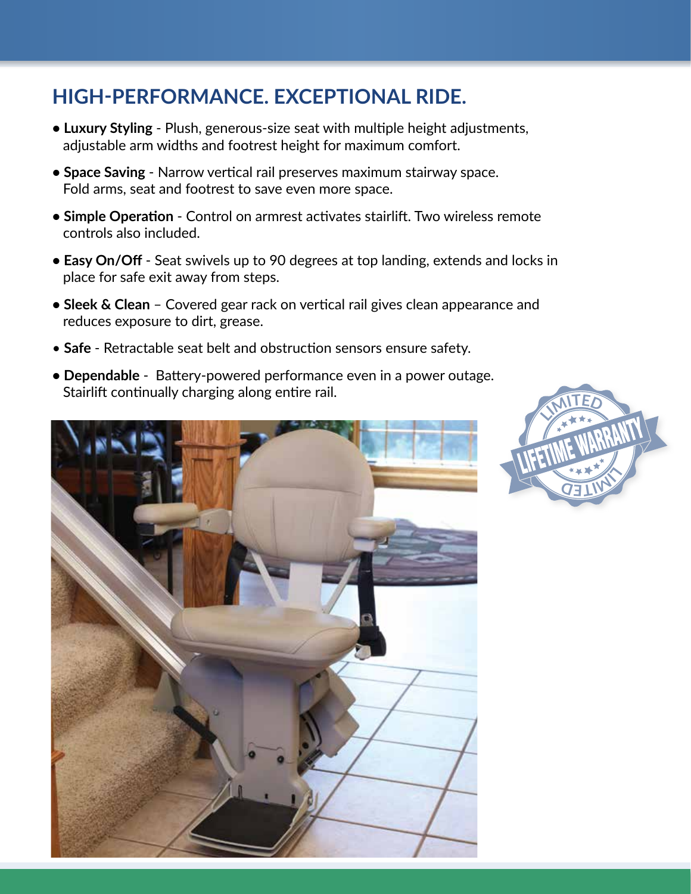## HIGH-PERFORMANCE. EXCEPTIONAL RIDE.

- **Luxury Styling** - Plush, generous-size seat with multiple height adjustments, adjustable arm widths and footrest height for maximum comfort.
- **Space Saving** - Narrow vertical rail preserves maximum stairway space. Fold arms, seat and footrest to save even more space.
- **Simple Operation** - Control on armrest activates stairlift. Two wireless remote controls also included.
- **Easy On/Off** - Seat swivels up to 90 degrees at top landing, extends and locks in place for safe exit away from steps.
- **Sleek & Clean** – Covered gear rack on vertical rail gives clean appearance and reduces exposure to dirt, grease.
- **Safe** - Retractable seat belt and obstruction sensors ensure safety.
- **Dependable** - Battery-powered performance even in a power outage. Stairlift continually charging along entire rail.

LIMITED LIFETIME WARRANTY LIMITED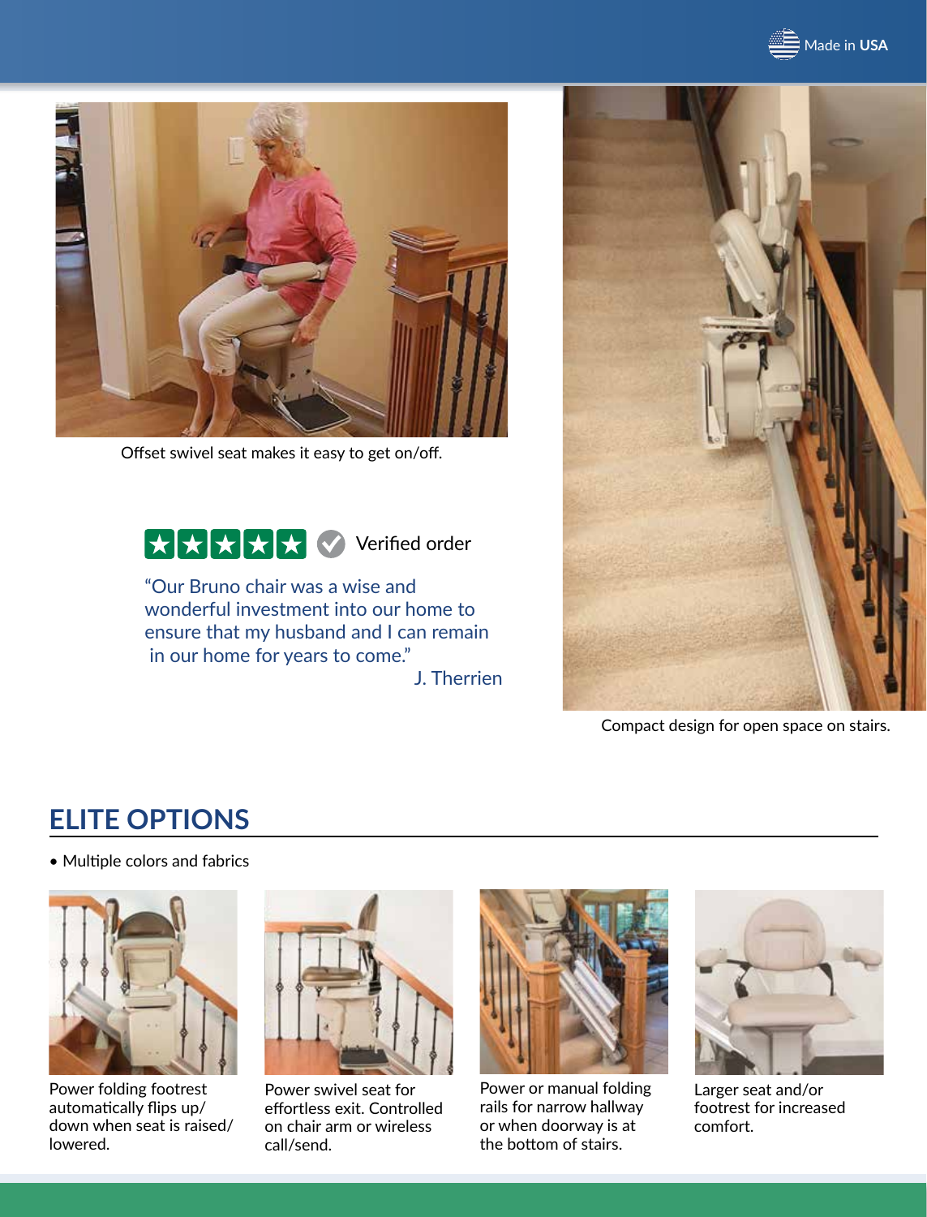Made in **USA**

Offset swivel seat makes it easy to get on/off.

★★★★★ Verified order

"Our Bruno chair was a wise and wonderful investment into our home to ensure that my husband and I can remain in our home for years to come."

J. Therrien

Compact design for open space on stairs.

## ELITE OPTIONS

- Multiple colors and fabrics

Power folding footrest automatically flips up/down when seat is raised/lowered.

Power swivel seat for effortless exit. Controlled on chair arm or wireless call/send.

Power or manual folding rails for narrow hallway or when doorway is at the bottom of stairs.

Larger seat and/or footrest for increased comfort.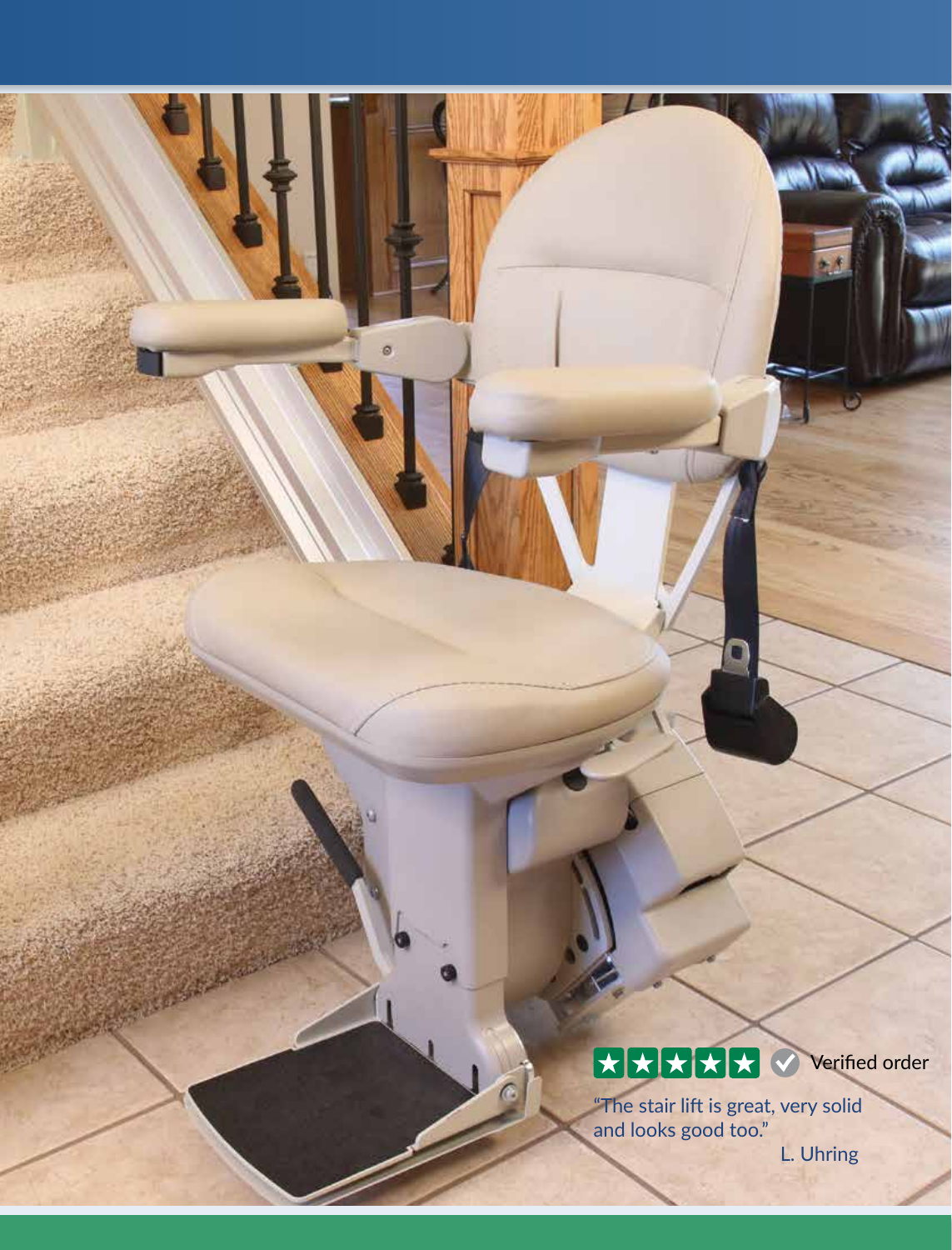★★★★★ Verified order

"The stair lift is great, very solid and looks good too."

L. Uhring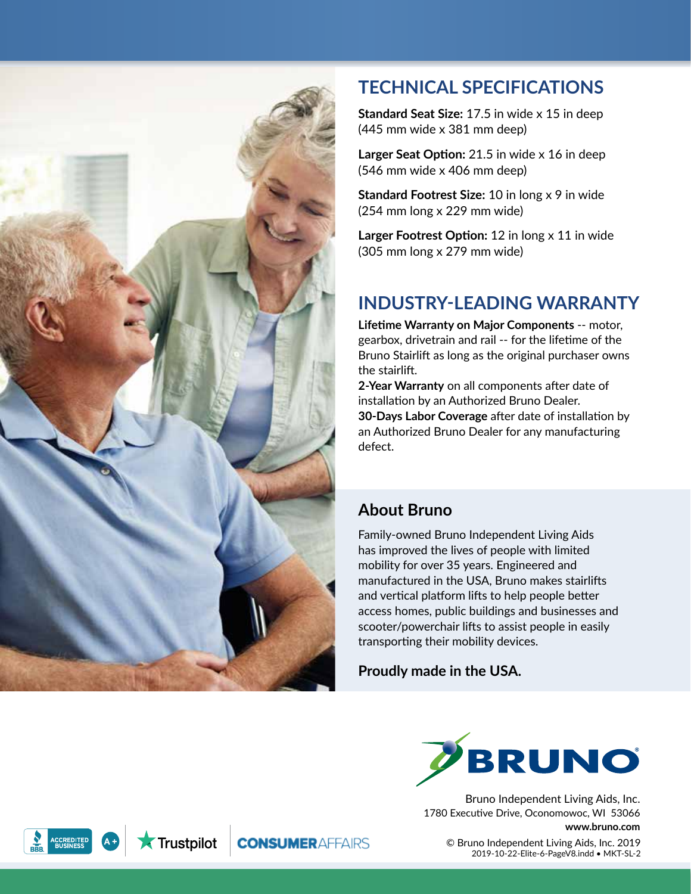## TECHNICAL SPECIFICATIONS

**Standard Seat Size:** 17.5 in wide x 15 in deep (445 mm wide x 381 mm deep)

**Larger Seat Option:** 21.5 in wide x 16 in deep (546 mm wide x 406 mm deep)

**Standard Footrest Size:** 10 in long x 9 in wide (254 mm long x 229 mm wide)

**Larger Footrest Option:** 12 in long x 11 in wide (305 mm long x 279 mm wide)

## INDUSTRY-LEADING WARRANTY

**Lifetime Warranty on Major Components** -- motor, gearbox, drivetrain and rail -- for the lifetime of the Bruno Stairlift as long as the original purchaser owns the stairlift.

**2-Year Warranty** on all components after date of installation by an Authorized Bruno Dealer.

**30-Days Labor Coverage** after date of installation by an Authorized Bruno Dealer for any manufacturing defect.

## About Bruno

Family-owned Bruno Independent Living Aids has improved the lives of people with limited mobility for over 35 years. Engineered and manufactured in the USA, Bruno makes stairlifts and vertical platform lifts to help people better access homes, public buildings and businesses and scooter/powerchair lifts to assist people in easily transporting their mobility devices.

**Proudly made in the USA.**

BRUNO®

Bruno Independent Living Aids, Inc.
1780 Executive Drive, Oconomowoc, WI 53066
**www.bruno.com**

© Bruno Independent Living Aids, Inc. 2019
2019-10-22-Elite-6-PageV8.indd • MKT-SL-2

BBB ACCREDITED BUSINESS A+ | Trustpilot | CONSUMERAFFAIRS